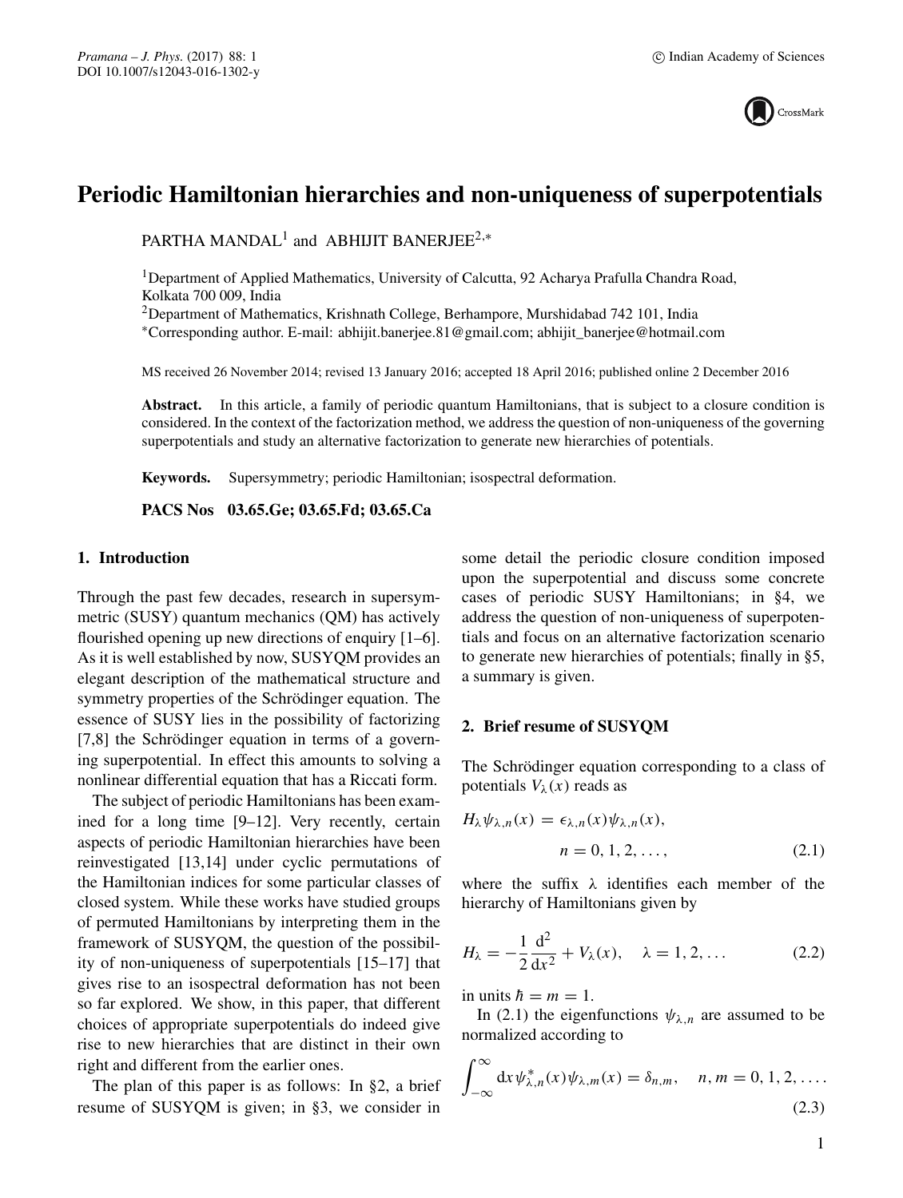# Periodic Hamiltonian hierarchies and non-uniqueness of superpotentials

PARTHA MANDAL[1] and ABHIJIT BANERJEE[2,*]

[1]Department of Applied Mathematics, University of Calcutta, 92 Acharya Prafulla Chandra Road, Kolkata 700 009, India
[2]Department of Mathematics, Krishnath College, Berhampore, Murshidabad 742 101, India
[*]Corresponding author. E-mail: abhijit.banerjee.81@gmail.com; abhijit_banerjee@hotmail.com

MS received 26 November 2014; revised 13 January 2016; accepted 18 April 2016; published online 2 December 2016

**Abstract.** In this article, a family of periodic quantum Hamiltonians, that is subject to a closure condition is considered. In the context of the factorization method, we address the question of non-uniqueness of the governing superpotentials and study an alternative factorization to generate new hierarchies of potentials.

**Keywords.** Supersymmetry; periodic Hamiltonian; isospectral deformation.

**PACS Nos** 03.65.Ge; 03.65.Fd; 03.65.Ca

## 1. Introduction

Through the past few decades, research in supersymmetric (SUSY) quantum mechanics (QM) has actively flourished opening up new directions of enquiry [1–6]. As it is well established by now, SUSYQM provides an elegant description of the mathematical structure and symmetry properties of the Schrödinger equation. The essence of SUSY lies in the possibility of factorizing [7,8] the Schrödinger equation in terms of a governing superpotential. In effect this amounts to solving a nonlinear differential equation that has a Riccati form.

The subject of periodic Hamiltonians has been examined for a long time [9–12]. Very recently, certain aspects of periodic Hamiltonian hierarchies have been reinvestigated [13,14] under cyclic permutations of the Hamiltonian indices for some particular classes of closed system. While these works have studied groups of permuted Hamiltonians by interpreting them in the framework of SUSYQM, the question of the possibility of non-uniqueness of superpotentials [15–17] that gives rise to an isospectral deformation has not been so far explored. We show, in this paper, that different choices of appropriate superpotentials do indeed give rise to new hierarchies that are distinct in their own right and different from the earlier ones.

The plan of this paper is as follows: In §2, a brief resume of SUSYQM is given; in §3, we consider in some detail the periodic closure condition imposed upon the superpotential and discuss some concrete cases of periodic SUSY Hamiltonians; in §4, we address the question of non-uniqueness of superpotentials and focus on an alternative factorization scenario to generate new hierarchies of potentials; finally in §5, a summary is given.

## 2. Brief resume of SUSYQM

The Schrödinger equation corresponding to a class of potentials $V_\lambda(x)$ reads as

$$H_\lambda \psi_{\lambda,n}(x) = \epsilon_{\lambda,n}(x)\psi_{\lambda,n}(x), \quad n = 0, 1, 2, \ldots, \tag{2.1}$$

where the suffix $\lambda$ identifies each member of the hierarchy of Hamiltonians given by

$$H_\lambda = -\frac{1}{2}\frac{\mathrm{d}^2}{\mathrm{d}x^2} + V_\lambda(x), \quad \lambda = 1, 2, \ldots \tag{2.2}$$

in units $\hbar = m = 1$.

In (2.1) the eigenfunctions $\psi_{\lambda,n}$ are assumed to be normalized according to

$$\int_{-\infty}^{\infty} \mathrm{d}x\, \psi^*_{\lambda,n}(x)\psi_{\lambda,m}(x) = \delta_{n,m}, \quad n, m = 0, 1, 2, \ldots. \tag{2.3}$$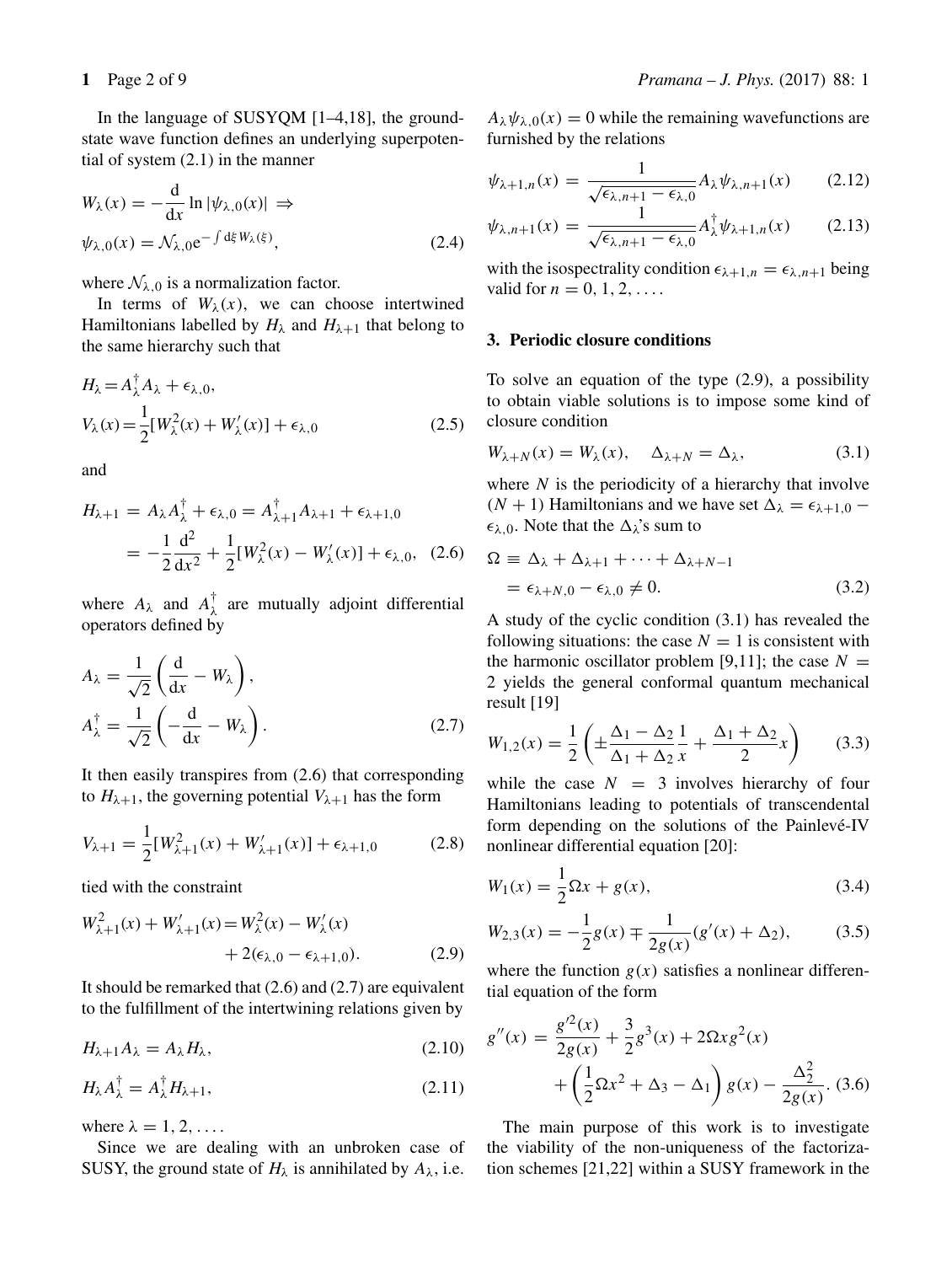In the language of SUSYQM [1–4,18], the ground-state wave function defines an underlying superpotential of system (2.1) in the manner

$$W_\lambda(x) = -\frac{\mathrm{d}}{\mathrm{d}x}\ln|\psi_{\lambda,0}(x)| \;\Rightarrow$$
$$\psi_{\lambda,0}(x) = \mathcal{N}_{\lambda,0}\mathrm{e}^{-\int \mathrm{d}\xi\, W_\lambda(\xi)}, \tag{2.4}$$

where $\mathcal{N}_{\lambda,0}$ is a normalization factor.

In terms of $W_\lambda(x)$, we can choose intertwined Hamiltonians labelled by $H_\lambda$ and $H_{\lambda+1}$ that belong to the same hierarchy such that

$$H_\lambda = A_\lambda^\dagger A_\lambda + \epsilon_{\lambda,0},$$
$$V_\lambda(x) = \frac{1}{2}[W_\lambda^2(x) + W_\lambda'(x)] + \epsilon_{\lambda,0} \tag{2.5}$$

and

$$H_{\lambda+1} = A_\lambda A_\lambda^\dagger + \epsilon_{\lambda,0} = A_{\lambda+1}^\dagger A_{\lambda+1} + \epsilon_{\lambda+1,0}$$
$$= -\frac{1}{2}\frac{\mathrm{d}^2}{\mathrm{d}x^2} + \frac{1}{2}[W_\lambda^2(x) - W_\lambda'(x)] + \epsilon_{\lambda,0}, \tag{2.6}$$

where $A_\lambda$ and $A_\lambda^\dagger$ are mutually adjoint differential operators defined by

$$A_\lambda = \frac{1}{\sqrt{2}}\left(\frac{\mathrm{d}}{\mathrm{d}x} - W_\lambda\right),$$
$$A_\lambda^\dagger = \frac{1}{\sqrt{2}}\left(-\frac{\mathrm{d}}{\mathrm{d}x} - W_\lambda\right). \tag{2.7}$$

It then easily transpires from (2.6) that corresponding to $H_{\lambda+1}$, the governing potential $V_{\lambda+1}$ has the form

$$V_{\lambda+1} = \frac{1}{2}[W_{\lambda+1}^2(x) + W_{\lambda+1}'(x)] + \epsilon_{\lambda+1,0} \tag{2.8}$$

tied with the constraint

$$W_{\lambda+1}^2(x) + W_{\lambda+1}'(x) = W_\lambda^2(x) - W_\lambda'(x) + 2(\epsilon_{\lambda,0} - \epsilon_{\lambda+1,0}). \tag{2.9}$$

It should be remarked that (2.6) and (2.7) are equivalent to the fulfillment of the intertwining relations given by

$$H_{\lambda+1}A_\lambda = A_\lambda H_\lambda, \tag{2.10}$$

$$H_\lambda A_\lambda^\dagger = A_\lambda^\dagger H_{\lambda+1}, \tag{2.11}$$

where $\lambda = 1, 2, \ldots$.

Since we are dealing with an unbroken case of SUSY, the ground state of $H_\lambda$ is annihilated by $A_\lambda$, i.e. $A_\lambda\psi_{\lambda,0}(x) = 0$ while the remaining wavefunctions are furnished by the relations

$$\psi_{\lambda+1,n}(x) = \frac{1}{\sqrt{\epsilon_{\lambda,n+1} - \epsilon_{\lambda,0}}}A_\lambda\psi_{\lambda,n+1}(x) \tag{2.12}$$

$$\psi_{\lambda,n+1}(x) = \frac{1}{\sqrt{\epsilon_{\lambda,n+1} - \epsilon_{\lambda,0}}}A_\lambda^\dagger\psi_{\lambda+1,n}(x) \tag{2.13}$$

with the isospectrality condition $\epsilon_{\lambda+1,n} = \epsilon_{\lambda,n+1}$ being valid for $n = 0, 1, 2, \ldots$.

## 3. Periodic closure conditions

To solve an equation of the type (2.9), a possibility to obtain viable solutions is to impose some kind of closure condition

$$W_{\lambda+N}(x) = W_\lambda(x), \quad \Delta_{\lambda+N} = \Delta_\lambda, \tag{3.1}$$

where $N$ is the periodicity of a hierarchy that involve $(N+1)$ Hamiltonians and we have set $\Delta_\lambda = \epsilon_{\lambda+1,0} - \epsilon_{\lambda,0}$. Note that the $\Delta_\lambda$'s sum to

$$\Omega \equiv \Delta_\lambda + \Delta_{\lambda+1} + \cdots + \Delta_{\lambda+N-1}$$
$$= \epsilon_{\lambda+N,0} - \epsilon_{\lambda,0} \neq 0. \tag{3.2}$$

A study of the cyclic condition (3.1) has revealed the following situations: the case $N = 1$ is consistent with the harmonic oscillator problem [9,11]; the case $N = 2$ yields the general conformal quantum mechanical result [19]

$$W_{1,2}(x) = \frac{1}{2}\left(\pm\frac{\Delta_1 - \Delta_2}{\Delta_1 + \Delta_2}\frac{1}{x} + \frac{\Delta_1 + \Delta_2}{2}x\right) \tag{3.3}$$

while the case $N = 3$ involves hierarchy of four Hamiltonians leading to potentials of transcendental form depending on the solutions of the Painlevé-IV nonlinear differential equation [20]:

$$W_1(x) = \frac{1}{2}\Omega x + g(x), \tag{3.4}$$

$$W_{2,3}(x) = -\frac{1}{2}g(x) \mp \frac{1}{2g(x)}(g'(x) + \Delta_2), \tag{3.5}$$

where the function $g(x)$ satisfies a nonlinear differential equation of the form

$$g''(x) = \frac{g'^2(x)}{2g(x)} + \frac{3}{2}g^3(x) + 2\Omega x g^2(x) + \left(\frac{1}{2}\Omega x^2 + \Delta_3 - \Delta_1\right)g(x) - \frac{\Delta_2^2}{2g(x)}. \tag{3.6}$$

The main purpose of this work is to investigate the viability of the non-uniqueness of the factorization schemes [21,22] within a SUSY framework in the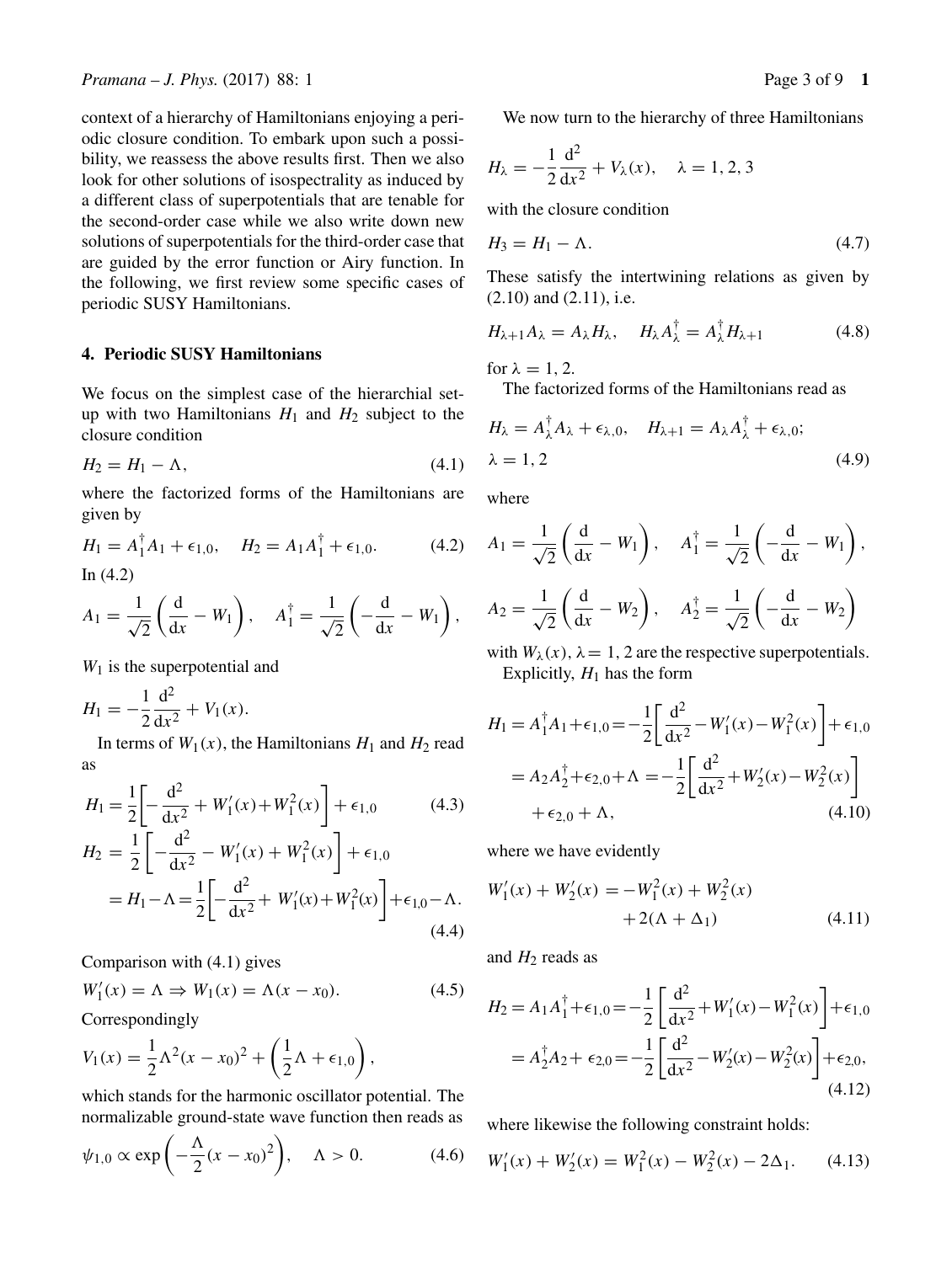context of a hierarchy of Hamiltonians enjoying a periodic closure condition. To embark upon such a possibility, we reassess the above results first. Then we also look for other solutions of isospectrality as induced by a different class of superpotentials that are tenable for the second-order case while we also write down new solutions of superpotentials for the third-order case that are guided by the error function or Airy function. In the following, we first review some specific cases of periodic SUSY Hamiltonians.

## 4. Periodic SUSY Hamiltonians

We focus on the simplest case of the hierarchial setup with two Hamiltonians $H_1$ and $H_2$ subject to the closure condition

$$H_2 = H_1 - \Lambda, \tag{4.1}$$

where the factorized forms of the Hamiltonians are given by

$$H_1 = A_1^\dagger A_1 + \epsilon_{1,0}, \quad H_2 = A_1 A_1^\dagger + \epsilon_{1,0}. \tag{4.2}$$

In (4.2)

$$A_1 = \frac{1}{\sqrt{2}}\left(\frac{\mathrm{d}}{\mathrm{d}x} - W_1\right), \quad A_1^\dagger = \frac{1}{\sqrt{2}}\left(-\frac{\mathrm{d}}{\mathrm{d}x} - W_1\right),$$

$W_1$ is the superpotential and

$$H_1 = -\frac{1}{2}\frac{\mathrm{d}^2}{\mathrm{d}x^2} + V_1(x).$$

In terms of $W_1(x)$, the Hamiltonians $H_1$ and $H_2$ read as

$$H_1 = \frac{1}{2}\left[-\frac{\mathrm{d}^2}{\mathrm{d}x^2} + W_1'(x) + W_1^2(x)\right] + \epsilon_{1,0} \tag{4.3}$$

$$\begin{aligned} H_2 &= \frac{1}{2}\left[-\frac{\mathrm{d}^2}{\mathrm{d}x^2} - W_1'(x) + W_1^2(x)\right] + \epsilon_{1,0} \\ &= H_1 - \Lambda = \frac{1}{2}\left[-\frac{\mathrm{d}^2}{\mathrm{d}x^2} + W_1'(x) + W_1^2(x)\right] + \epsilon_{1,0} - \Lambda. \end{aligned} \tag{4.4}$$

Comparison with (4.1) gives

$$W_1'(x) = \Lambda \Rightarrow W_1(x) = \Lambda(x - x_0). \tag{4.5}$$

Correspondingly

$$V_1(x) = \frac{1}{2}\Lambda^2 (x - x_0)^2 + \left(\frac{1}{2}\Lambda + \epsilon_{1,0}\right),$$

which stands for the harmonic oscillator potential. The normalizable ground-state wave function then reads as

$$\psi_{1,0} \propto \exp\left(-\frac{\Lambda}{2}(x - x_0)^2\right), \quad \Lambda > 0. \tag{4.6}$$

We now turn to the hierarchy of three Hamiltonians

$$H_\lambda = -\frac{1}{2}\frac{\mathrm{d}^2}{\mathrm{d}x^2} + V_\lambda(x), \quad \lambda = 1, 2, 3$$

with the closure condition

$$H_3 = H_1 - \Lambda. \tag{4.7}$$

These satisfy the intertwining relations as given by (2.10) and (2.11), i.e.

$$H_{\lambda+1} A_\lambda = A_\lambda H_\lambda, \quad H_\lambda A_\lambda^\dagger = A_\lambda^\dagger H_{\lambda+1} \tag{4.8}$$

for $\lambda = 1, 2$.

The factorized forms of the Hamiltonians read as

$$H_\lambda = A_\lambda^\dagger A_\lambda + \epsilon_{\lambda,0}, \quad H_{\lambda+1} = A_\lambda A_\lambda^\dagger + \epsilon_{\lambda,0}; \quad \lambda = 1, 2 \tag{4.9}$$

where

$$A_1 = \frac{1}{\sqrt{2}}\left(\frac{\mathrm{d}}{\mathrm{d}x} - W_1\right), \quad A_1^\dagger = \frac{1}{\sqrt{2}}\left(-\frac{\mathrm{d}}{\mathrm{d}x} - W_1\right),$$

$$A_2 = \frac{1}{\sqrt{2}}\left(\frac{\mathrm{d}}{\mathrm{d}x} - W_2\right), \quad A_2^\dagger = \frac{1}{\sqrt{2}}\left(-\frac{\mathrm{d}}{\mathrm{d}x} - W_2\right)$$

with $W_\lambda(x)$, $\lambda = 1, 2$ are the respective superpotentials.

Explicitly, $H_1$ has the form

$$\begin{aligned} H_1 = A_1^\dagger A_1 + \epsilon_{1,0} &= -\frac{1}{2}\left[\frac{\mathrm{d}^2}{\mathrm{d}x^2} - W_1'(x) - W_1^2(x)\right] + \epsilon_{1,0} \\ &= A_2 A_2^\dagger + \epsilon_{2,0} + \Lambda = -\frac{1}{2}\left[\frac{\mathrm{d}^2}{\mathrm{d}x^2} + W_2'(x) - W_2^2(x)\right] \\ &\quad + \epsilon_{2,0} + \Lambda, \end{aligned} \tag{4.10}$$

where we have evidently

$$W_1'(x) + W_2'(x) = -W_1^2(x) + W_2^2(x) + 2(\Lambda + \Delta_1) \tag{4.11}$$

and $H_2$ reads as

$$\begin{aligned} H_2 = A_1 A_1^\dagger + \epsilon_{1,0} &= -\frac{1}{2}\left[\frac{\mathrm{d}^2}{\mathrm{d}x^2} + W_1'(x) - W_1^2(x)\right] + \epsilon_{1,0} \\ &= A_2^\dagger A_2 + \epsilon_{2,0} = -\frac{1}{2}\left[\frac{\mathrm{d}^2}{\mathrm{d}x^2} - W_2'(x) - W_2^2(x)\right] + \epsilon_{2,0}, \end{aligned} \tag{4.12}$$

where likewise the following constraint holds:

$$W_1'(x) + W_2'(x) = W_1^2(x) - W_2^2(x) - 2\Delta_1. \tag{4.13}$$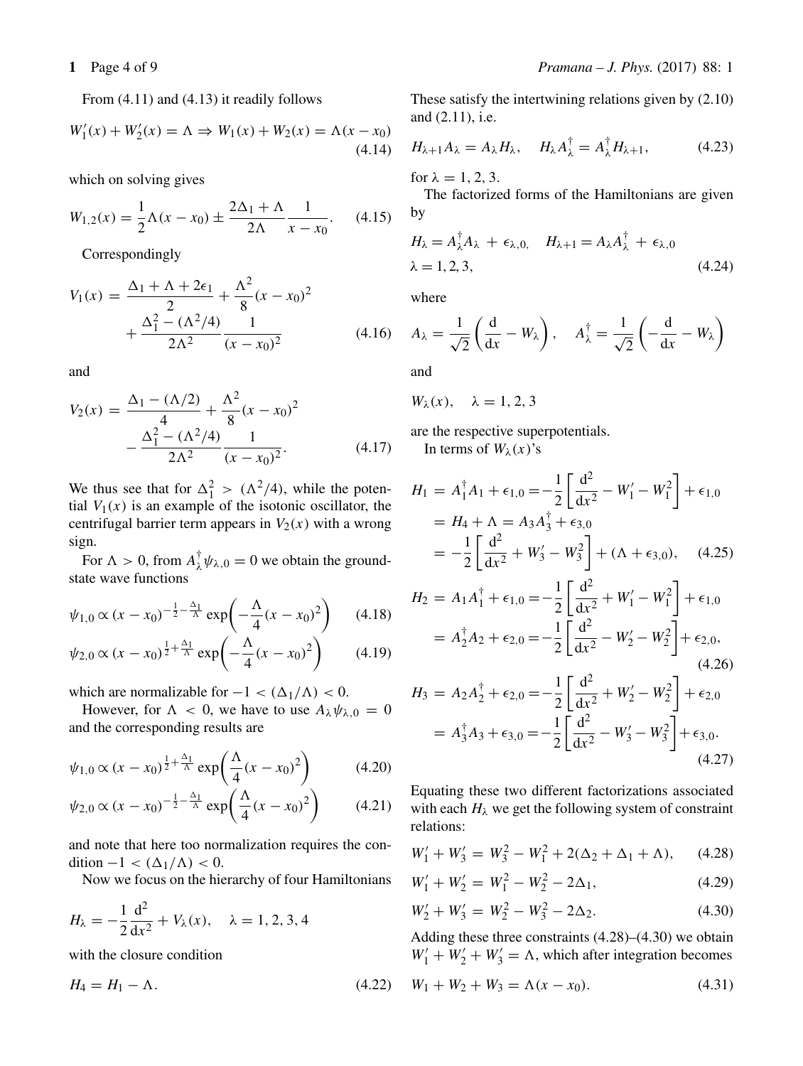From (4.11) and (4.13) it readily follows

$$W_1'(x) + W_2'(x) = \Lambda \Rightarrow W_1(x) + W_2(x) = \Lambda(x - x_0) \tag{4.14}$$

which on solving gives

$$W_{1,2}(x) = \frac{1}{2}\Lambda(x - x_0) \pm \frac{2\Delta_1 + \Lambda}{2\Lambda}\frac{1}{x - x_0}. \tag{4.15}$$

Correspondingly

$$V_1(x) = \frac{\Delta_1 + \Lambda + 2\epsilon_1}{2} + \frac{\Lambda^2}{8}(x - x_0)^2 + \frac{\Delta_1^2 - (\Lambda^2/4)}{2\Lambda^2}\frac{1}{(x - x_0)^2} \tag{4.16}$$

and

$$V_2(x) = \frac{\Delta_1 - (\Lambda/2)}{4} + \frac{\Lambda^2}{8}(x - x_0)^2 - \frac{\Delta_1^2 - (\Lambda^2/4)}{2\Lambda^2}\frac{1}{(x - x_0)^2}. \tag{4.17}$$

We thus see that for $\Delta_1^2 > (\Lambda^2/4)$, while the potential $V_1(x)$ is an example of the isotonic oscillator, the centrifugal barrier term appears in $V_2(x)$ with a wrong sign.

For $\Lambda > 0$, from $A_\lambda^\dagger \psi_{\lambda,0} = 0$ we obtain the ground-state wave functions

$$\psi_{1,0} \propto (x - x_0)^{-\frac{1}{2} - \frac{\Delta_1}{\Lambda}} \exp\left(-\frac{\Lambda}{4}(x - x_0)^2\right) \tag{4.18}$$

$$\psi_{2,0} \propto (x - x_0)^{\frac{1}{2} + \frac{\Delta_1}{\Lambda}} \exp\left(-\frac{\Lambda}{4}(x - x_0)^2\right) \tag{4.19}$$

which are normalizable for $-1 < (\Delta_1/\Lambda) < 0$.

However, for $\Lambda < 0$, we have to use $A_\lambda \psi_{\lambda,0} = 0$ and the corresponding results are

$$\psi_{1,0} \propto (x - x_0)^{\frac{1}{2} + \frac{\Delta_1}{\Lambda}} \exp\left(\frac{\Lambda}{4}(x - x_0)^2\right) \tag{4.20}$$

$$\psi_{2,0} \propto (x - x_0)^{-\frac{1}{2} - \frac{\Delta_1}{\Lambda}} \exp\left(\frac{\Lambda}{4}(x - x_0)^2\right) \tag{4.21}$$

and note that here too normalization requires the condition $-1 < (\Delta_1/\Lambda) < 0$.

Now we focus on the hierarchy of four Hamiltonians

$$H_\lambda = -\frac{1}{2}\frac{\mathrm{d}^2}{\mathrm{d}x^2} + V_\lambda(x), \quad \lambda = 1, 2, 3, 4$$

with the closure condition

$$H_4 = H_1 - \Lambda. \tag{4.22}$$

These satisfy the intertwining relations given by (2.10) and (2.11), i.e.

$$H_{\lambda+1} A_\lambda = A_\lambda H_\lambda, \quad H_\lambda A_\lambda^\dagger = A_\lambda^\dagger H_{\lambda+1}, \tag{4.23}$$

for $\lambda = 1, 2, 3$.

The factorized forms of the Hamiltonians are given by

$$H_\lambda = A_\lambda^\dagger A_\lambda + \epsilon_{\lambda,0}, \quad H_{\lambda+1} = A_\lambda A_\lambda^\dagger + \epsilon_{\lambda,0} \quad \lambda = 1, 2, 3, \tag{4.24}$$

where

$$A_\lambda = \frac{1}{\sqrt{2}}\left(\frac{\mathrm{d}}{\mathrm{d}x} - W_\lambda\right), \quad A_\lambda^\dagger = \frac{1}{\sqrt{2}}\left(-\frac{\mathrm{d}}{\mathrm{d}x} - W_\lambda\right)$$

and

$$W_\lambda(x), \quad \lambda = 1, 2, 3$$

are the respective superpotentials.

In terms of $W_\lambda(x)$'s

$$\begin{aligned} H_1 &= A_1^\dagger A_1 + \epsilon_{1,0} = -\frac{1}{2}\left[\frac{\mathrm{d}^2}{\mathrm{d}x^2} - W_1' - W_1^2\right] + \epsilon_{1,0} \\ &= H_4 + \Lambda = A_3 A_3^\dagger + \epsilon_{3,0} \\ &= -\frac{1}{2}\left[\frac{\mathrm{d}^2}{\mathrm{d}x^2} + W_3' - W_3^2\right] + (\Lambda + \epsilon_{3,0}), \end{aligned} \tag{4.25}$$

$$\begin{aligned} H_2 &= A_1 A_1^\dagger + \epsilon_{1,0} = -\frac{1}{2}\left[\frac{\mathrm{d}^2}{\mathrm{d}x^2} + W_1' - W_1^2\right] + \epsilon_{1,0} \\ &= A_2^\dagger A_2 + \epsilon_{2,0} = -\frac{1}{2}\left[\frac{\mathrm{d}^2}{\mathrm{d}x^2} - W_2' - W_2^2\right] + \epsilon_{2,0}, \end{aligned} \tag{4.26}$$

$$\begin{aligned} H_3 &= A_2 A_2^\dagger + \epsilon_{2,0} = -\frac{1}{2}\left[\frac{\mathrm{d}^2}{\mathrm{d}x^2} + W_2' - W_2^2\right] + \epsilon_{2,0} \\ &= A_3^\dagger A_3 + \epsilon_{3,0} = -\frac{1}{2}\left[\frac{\mathrm{d}^2}{\mathrm{d}x^2} - W_3' - W_3^2\right] + \epsilon_{3,0}. \end{aligned} \tag{4.27}$$

Equating these two different factorizations associated with each $H_\lambda$ we get the following system of constraint relations:

$$W_1' + W_3' = W_3^2 - W_1^2 + 2(\Delta_2 + \Delta_1 + \Lambda), \tag{4.28}$$

$$W_1' + W_2' = W_1^2 - W_2^2 - 2\Delta_1, \tag{4.29}$$

$$W_2' + W_3' = W_2^2 - W_3^2 - 2\Delta_2. \tag{4.30}$$

Adding these three constraints (4.28)–(4.30) we obtain $W_1' + W_2' + W_3' = \Lambda$, which after integration becomes

$$W_1 + W_2 + W_3 = \Lambda(x - x_0). \tag{4.31}$$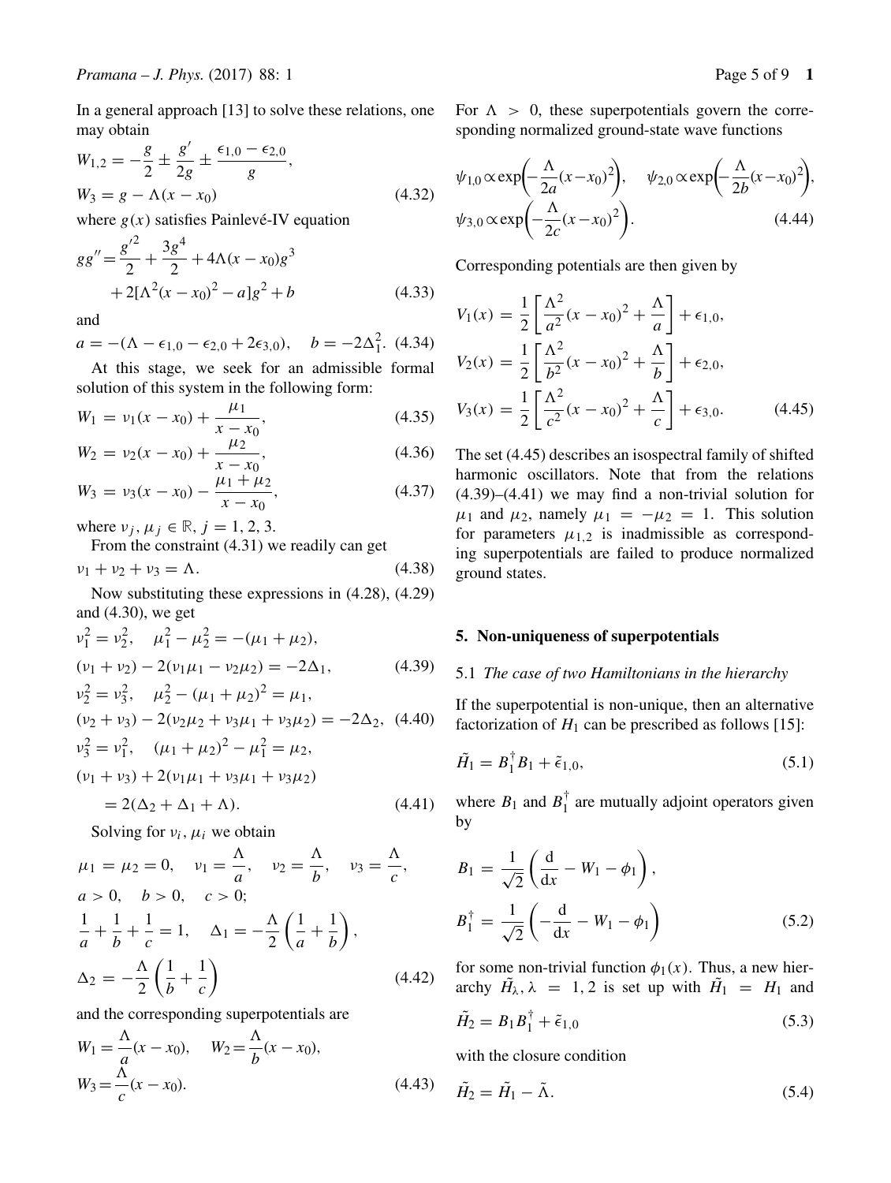In a general approach [13] to solve these relations, one may obtain

$$W_{1,2} = -\frac{g}{2} \pm \frac{g'}{2g} \pm \frac{\epsilon_{1,0} - \epsilon_{2,0}}{g},$$

$$W_3 = g - \Lambda(x - x_0) \tag{4.32}$$

where $g(x)$ satisfies Painlevé-IV equation

$$gg'' = \frac{g'^2}{2} + \frac{3g^4}{2} + 4\Lambda(x - x_0)g^3 + 2[\Lambda^2(x - x_0)^2 - a]g^2 + b \tag{4.33}$$

and

$$a = -(\Lambda - \epsilon_{1,0} - \epsilon_{2,0} + 2\epsilon_{3,0}), \quad b = -2\Delta_1^2. \tag{4.34}$$

At this stage, we seek for an admissible formal solution of this system in the following form:

$$W_1 = \nu_1(x - x_0) + \frac{\mu_1}{x - x_0}, \tag{4.35}$$

$$W_2 = \nu_2(x - x_0) + \frac{\mu_2}{x - x_0}, \tag{4.36}$$

$$W_3 = \nu_3(x - x_0) - \frac{\mu_1 + \mu_2}{x - x_0}, \tag{4.37}$$

where $\nu_j, \mu_j \in \mathbb{R}$, $j = 1, 2, 3$.

From the constraint (4.31) we readily can get

$$\nu_1 + \nu_2 + \nu_3 = \Lambda. \tag{4.38}$$

Now substituting these expressions in (4.28), (4.29) and (4.30), we get

$$\nu_1^2 = \nu_2^2, \quad \mu_1^2 - \mu_2^2 = -(\mu_1 + \mu_2),$$

$$(\nu_1 + \nu_2) - 2(\nu_1\mu_1 - \nu_2\mu_2) = -2\Delta_1, \tag{4.39}$$

$$\nu_2^2 = \nu_3^2, \quad \mu_2^2 - (\mu_1 + \mu_2)^2 = \mu_1,$$

$$(\nu_2 + \nu_3) - 2(\nu_2\mu_2 + \nu_3\mu_1 + \nu_3\mu_2) = -2\Delta_2, \tag{4.40}$$

$$\nu_3^2 = \nu_1^2, \quad (\mu_1 + \mu_2)^2 - \mu_1^2 = \mu_2,$$

$$(\nu_1 + \nu_3) + 2(\nu_1\mu_1 + \nu_3\mu_1 + \nu_3\mu_2) = 2(\Delta_2 + \Delta_1 + \Lambda). \tag{4.41}$$

Solving for $\nu_i, \mu_i$ we obtain

$$\mu_1 = \mu_2 = 0, \quad \nu_1 = \frac{\Lambda}{a}, \quad \nu_2 = \frac{\Lambda}{b}, \quad \nu_3 = \frac{\Lambda}{c},$$

$$a > 0, \quad b > 0, \quad c > 0;$$

$$\frac{1}{a} + \frac{1}{b} + \frac{1}{c} = 1, \quad \Delta_1 = -\frac{\Lambda}{2}\left(\frac{1}{a} + \frac{1}{b}\right),$$

$$\Delta_2 = -\frac{\Lambda}{2}\left(\frac{1}{b} + \frac{1}{c}\right) \tag{4.42}$$

and the corresponding superpotentials are

$$W_1 = \frac{\Lambda}{a}(x - x_0), \quad W_2 = \frac{\Lambda}{b}(x - x_0),$$

$$W_3 = \frac{\Lambda}{c}(x - x_0). \tag{4.43}$$

For $\Lambda > 0$, these superpotentials govern the corresponding normalized ground-state wave functions

$$\psi_{1,0} \propto \exp\left(-\frac{\Lambda}{2a}(x - x_0)^2\right), \quad \psi_{2,0} \propto \exp\left(-\frac{\Lambda}{2b}(x - x_0)^2\right),$$

$$\psi_{3,0} \propto \exp\left(-\frac{\Lambda}{2c}(x - x_0)^2\right). \tag{4.44}$$

Corresponding potentials are then given by

$$V_1(x) = \frac{1}{2}\left[\frac{\Lambda^2}{a^2}(x - x_0)^2 + \frac{\Lambda}{a}\right] + \epsilon_{1,0},$$

$$V_2(x) = \frac{1}{2}\left[\frac{\Lambda^2}{b^2}(x - x_0)^2 + \frac{\Lambda}{b}\right] + \epsilon_{2,0},$$

$$V_3(x) = \frac{1}{2}\left[\frac{\Lambda^2}{c^2}(x - x_0)^2 + \frac{\Lambda}{c}\right] + \epsilon_{3,0}. \tag{4.45}$$

The set (4.45) describes an isospectral family of shifted harmonic oscillators. Note that from the relations (4.39)–(4.41) we may find a non-trivial solution for $\mu_1$ and $\mu_2$, namely $\mu_1 = -\mu_2 = 1$. This solution for parameters $\mu_{1,2}$ is inadmissible as corresponding superpotentials are failed to produce normalized ground states.

## 5. Non-uniqueness of superpotentials

### 5.1 *The case of two Hamiltonians in the hierarchy*

If the superpotential is non-unique, then an alternative factorization of $H_1$ can be prescribed as follows [15]:

$$\tilde{H}_1 = B_1^\dagger B_1 + \tilde{\epsilon}_{1,0}, \tag{5.1}$$

where $B_1$ and $B_1^\dagger$ are mutually adjoint operators given by

$$B_1 = \frac{1}{\sqrt{2}}\left(\frac{\mathrm{d}}{\mathrm{d}x} - W_1 - \phi_1\right),$$

$$B_1^\dagger = \frac{1}{\sqrt{2}}\left(-\frac{\mathrm{d}}{\mathrm{d}x} - W_1 - \phi_1\right) \tag{5.2}$$

for some non-trivial function $\phi_1(x)$. Thus, a new hierarchy $\tilde{H}_\lambda$, $\lambda = 1, 2$ is set up with $\tilde{H}_1 = H_1$ and

$$\tilde{H}_2 = B_1 B_1^\dagger + \tilde{\epsilon}_{1,0} \tag{5.3}$$

with the closure condition

$$\tilde{H}_2 = \tilde{H}_1 - \tilde{\Lambda}. \tag{5.4}$$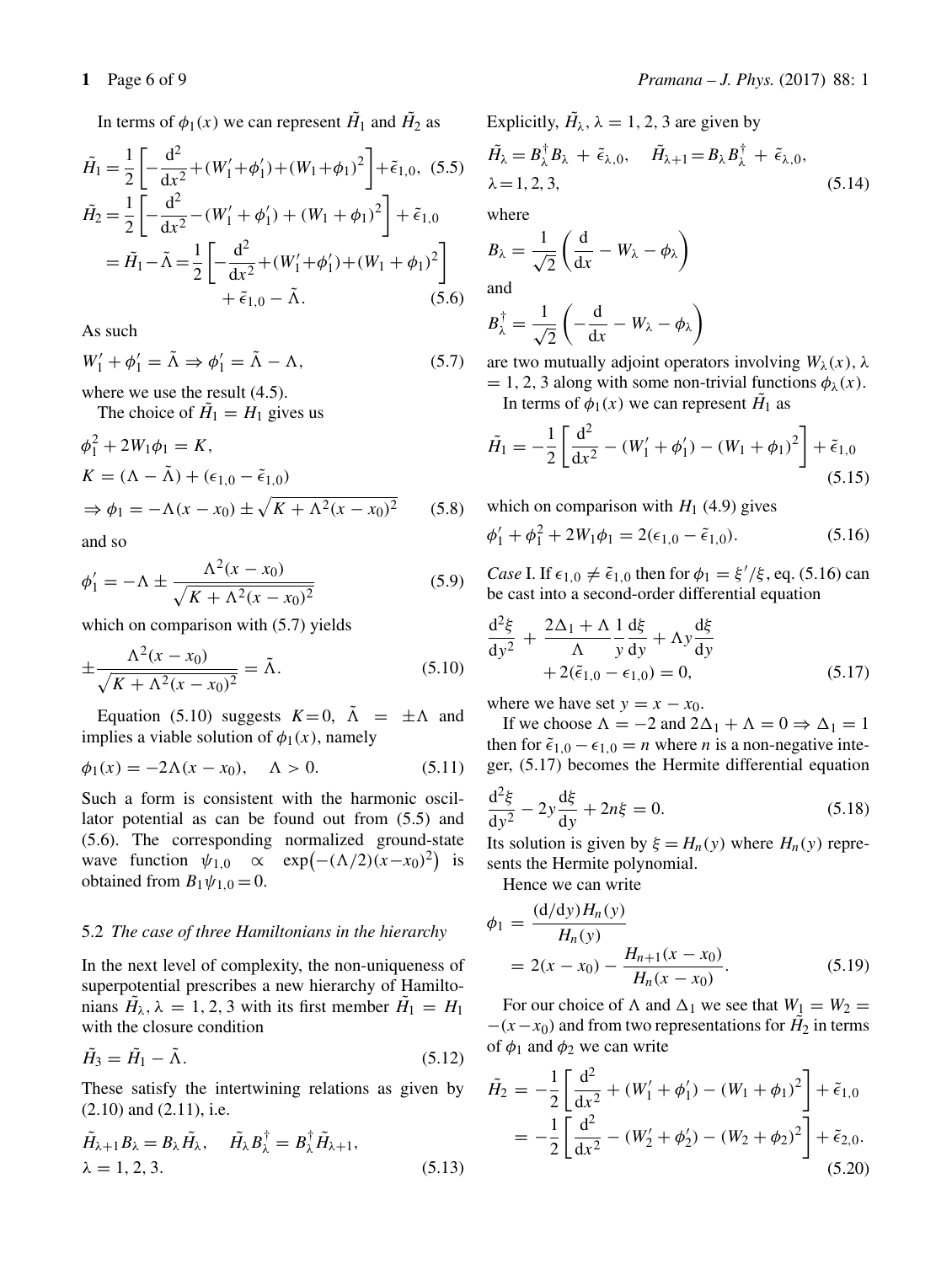In terms of $\phi_1(x)$ we can represent $\tilde{H}_1$ and $\tilde{H}_2$ as

$$\tilde{H}_1 = \frac{1}{2}\left[-\frac{\mathrm{d}^2}{\mathrm{d}x^2}+(W_1'+\phi_1')+(W_1+\phi_1)^2\right]+\tilde{\epsilon}_{1,0}, \quad (5.5)$$

$$\begin{aligned}\tilde{H}_2 &= \frac{1}{2}\left[-\frac{\mathrm{d}^2}{\mathrm{d}x^2}-(W_1'+\phi_1')+(W_1+\phi_1)^2\right]+\tilde{\epsilon}_{1,0} \\ &= \tilde{H}_1-\tilde{\Lambda}=\frac{1}{2}\left[-\frac{\mathrm{d}^2}{\mathrm{d}x^2}+(W_1'+\phi_1')+(W_1+\phi_1)^2\right] \\ &\quad +\tilde{\epsilon}_{1,0}-\tilde{\Lambda}. \end{aligned} \quad (5.6)$$

As such

$$W_1'+\phi_1' = \tilde{\Lambda} \Rightarrow \phi_1' = \tilde{\Lambda}-\Lambda, \quad (5.7)$$

where we use the result (4.5).

The choice of $\tilde{H}_1 = H_1$ gives us

$$\begin{aligned}&\phi_1^2+2W_1\phi_1 = K, \\ &K = (\Lambda-\tilde{\Lambda})+(\epsilon_{1,0}-\tilde{\epsilon}_{1,0}) \\ &\Rightarrow \phi_1 = -\Lambda(x-x_0)\pm\sqrt{K+\Lambda^2(x-x_0)^2} \end{aligned} \quad (5.8)$$

and so

$$\phi_1' = -\Lambda \pm \frac{\Lambda^2(x-x_0)}{\sqrt{K+\Lambda^2(x-x_0)^2}} \quad (5.9)$$

which on comparison with (5.7) yields

$$\pm\frac{\Lambda^2(x-x_0)}{\sqrt{K+\Lambda^2(x-x_0)^2}} = \tilde{\Lambda}. \quad (5.10)$$

Equation (5.10) suggests $K=0$, $\tilde{\Lambda} = \pm\Lambda$ and implies a viable solution of $\phi_1(x)$, namely

$$\phi_1(x) = -2\Lambda(x-x_0), \quad \Lambda > 0. \quad (5.11)$$

Such a form is consistent with the harmonic oscillator potential as can be found out from (5.5) and (5.6). The corresponding normalized ground-state wave function $\psi_{1,0} \propto \exp\left(-(\Lambda/2)(x-x_0)^2\right)$ is obtained from $B_1\psi_{1,0}=0$.

### 5.2 *The case of three Hamiltonians in the hierarchy*

In the next level of complexity, the non-uniqueness of superpotential prescribes a new hierarchy of Hamiltonians $\tilde{H}_\lambda$, $\lambda = 1, 2, 3$ with its first member $\tilde{H}_1 = H_1$ with the closure condition

$$\tilde{H}_3 = \tilde{H}_1 - \tilde{\Lambda}. \quad (5.12)$$

These satisfy the intertwining relations as given by (2.10) and (2.11), i.e.

$$\tilde{H}_{\lambda+1}B_\lambda = B_\lambda\tilde{H}_\lambda, \quad \tilde{H}_\lambda B_\lambda^\dagger = B_\lambda^\dagger\tilde{H}_{\lambda+1}, \quad \lambda = 1, 2, 3. \quad (5.13)$$

Explicitly, $\tilde{H}_\lambda$, $\lambda = 1, 2, 3$ are given by

$$\tilde{H}_\lambda = B_\lambda^\dagger B_\lambda + \tilde{\epsilon}_{\lambda,0}, \quad \tilde{H}_{\lambda+1} = B_\lambda B_\lambda^\dagger + \tilde{\epsilon}_{\lambda,0}, \quad \lambda = 1, 2, 3, \quad (5.14)$$

where

$$B_\lambda = \frac{1}{\sqrt{2}}\left(\frac{\mathrm{d}}{\mathrm{d}x}-W_\lambda-\phi_\lambda\right)$$

and

$$B_\lambda^\dagger = \frac{1}{\sqrt{2}}\left(-\frac{\mathrm{d}}{\mathrm{d}x}-W_\lambda-\phi_\lambda\right)$$

are two mutually adjoint operators involving $W_\lambda(x)$, $\lambda = 1, 2, 3$ along with some non-trivial functions $\phi_\lambda(x)$.

In terms of $\phi_1(x)$ we can represent $\tilde{H}_1$ as

$$\tilde{H}_1 = -\frac{1}{2}\left[\frac{\mathrm{d}^2}{\mathrm{d}x^2}-(W_1'+\phi_1')-(W_1+\phi_1)^2\right]+\tilde{\epsilon}_{1,0} \quad (5.15)$$

which on comparison with $H_1$ (4.9) gives

$$\phi_1'+\phi_1^2+2W_1\phi_1 = 2(\epsilon_{1,0}-\tilde{\epsilon}_{1,0}). \quad (5.16)$$

*Case* I. If $\epsilon_{1,0} \neq \tilde{\epsilon}_{1,0}$ then for $\phi_1 = \xi'/\xi$, eq. (5.16) can be cast into a second-order differential equation

$$\frac{\mathrm{d}^2\xi}{\mathrm{d}y^2} + \frac{2\Delta_1+\Lambda}{\Lambda}\frac{1}{y}\frac{\mathrm{d}\xi}{\mathrm{d}y} + \Lambda y\frac{\mathrm{d}\xi}{\mathrm{d}y} + 2(\tilde{\epsilon}_{1,0}-\epsilon_{1,0}) = 0, \quad (5.17)$$

where we have set $y = x - x_0$.

If we choose $\Lambda = -2$ and $2\Delta_1+\Lambda = 0 \Rightarrow \Delta_1 = 1$ then for $\tilde{\epsilon}_{1,0}-\epsilon_{1,0} = n$ where $n$ is a non-negative integer, (5.17) becomes the Hermite differential equation

$$\frac{\mathrm{d}^2\xi}{\mathrm{d}y^2} - 2y\frac{\mathrm{d}\xi}{\mathrm{d}y} + 2n\xi = 0. \quad (5.18)$$

Its solution is given by $\xi = H_n(y)$ where $H_n(y)$ represents the Hermite polynomial.

Hence we can write

$$\begin{aligned}\phi_1 &= \frac{(\mathrm{d}/\mathrm{d}y)H_n(y)}{H_n(y)} \\ &= 2(x-x_0) - \frac{H_{n+1}(x-x_0)}{H_n(x-x_0)}. \end{aligned} \quad (5.19)$$

For our choice of $\Lambda$ and $\Delta_1$ we see that $W_1 = W_2 = -(x-x_0)$ and from two representations for $\tilde{H}_2$ in terms of $\phi_1$ and $\phi_2$ we can write

$$\begin{aligned}\tilde{H}_2 &= -\frac{1}{2}\left[\frac{\mathrm{d}^2}{\mathrm{d}x^2}+(W_1'+\phi_1')-(W_1+\phi_1)^2\right]+\tilde{\epsilon}_{1,0} \\ &= -\frac{1}{2}\left[\frac{\mathrm{d}^2}{\mathrm{d}x^2}-(W_2'+\phi_2')-(W_2+\phi_2)^2\right]+\tilde{\epsilon}_{2,0}. \end{aligned} \quad (5.20)$$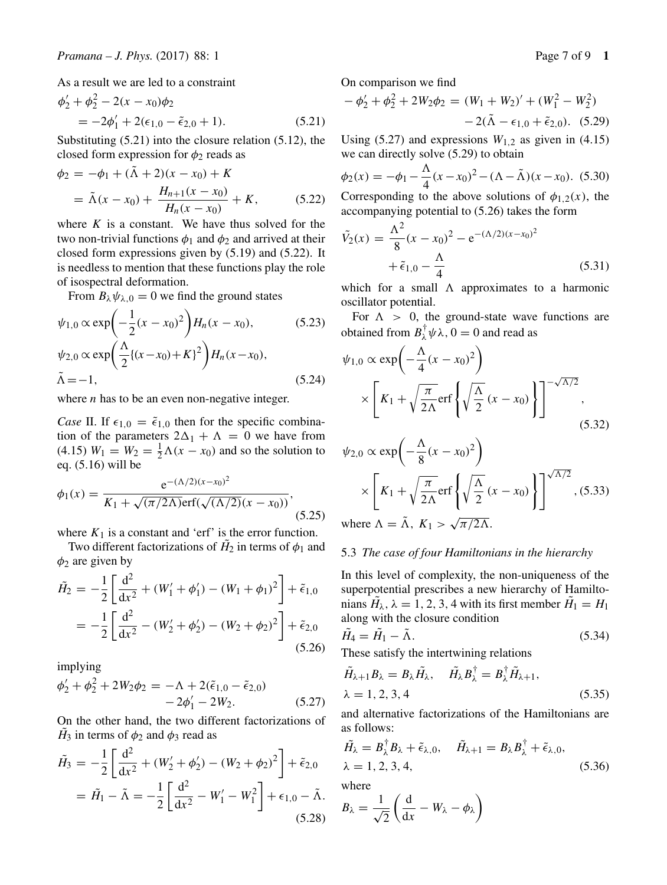As a result we are led to a constraint

$$\phi_2' + \phi_2^2 - 2(x - x_0)\phi_2 = -2\phi_1' + 2(\epsilon_{1,0} - \tilde{\epsilon}_{2,0} + 1). \tag{5.21}$$

Substituting (5.21) into the closure relation (5.12), the closed form expression for $\phi_2$ reads as

$$\phi_2 = -\phi_1 + (\tilde{\Lambda} + 2)(x - x_0) + K = \tilde{\Lambda}(x - x_0) + \frac{H_{n+1}(x - x_0)}{H_n(x - x_0)} + K, \tag{5.22}$$

where $K$ is a constant. We have thus solved for the two non-trivial functions $\phi_1$ and $\phi_2$ and arrived at their closed form expressions given by (5.19) and (5.22). It is needless to mention that these functions play the role of isospectral deformation.

From $B_\lambda \psi_{\lambda,0} = 0$ we find the ground states

$$\psi_{1,0} \propto \exp\left(-\frac{1}{2}(x - x_0)^2\right) H_n(x - x_0), \tag{5.23}$$

$$\psi_{2,0} \propto \exp\left(\frac{\Lambda}{2}\{(x - x_0) + K\}^2\right) H_n(x - x_0), \quad \tilde{\Lambda} = -1, \tag{5.24}$$

where $n$ has to be an even non-negative integer.

*Case* II. If $\epsilon_{1,0} = \tilde{\epsilon}_{1,0}$ then for the specific combination of the parameters $2\Delta_1 + \Lambda = 0$ we have from (4.15) $W_1 = W_2 = \frac{1}{2}\Lambda(x - x_0)$ and so the solution to eq. (5.16) will be

$$\phi_1(x) = \frac{\mathrm{e}^{-(\Lambda/2)(x - x_0)^2}}{K_1 + \sqrt{(\pi/2\Lambda)}\mathrm{erf}(\sqrt{(\Lambda/2)}(x - x_0))}, \tag{5.25}$$

where $K_1$ is a constant and 'erf' is the error function.

Two different factorizations of $\tilde{H}_2$ in terms of $\phi_1$ and $\phi_2$ are given by

$$\tilde{H}_2 = -\frac{1}{2}\left[\frac{\mathrm{d}^2}{\mathrm{d}x^2} + (W_1' + \phi_1') - (W_1 + \phi_1)^2\right] + \tilde{\epsilon}_{1,0} = -\frac{1}{2}\left[\frac{\mathrm{d}^2}{\mathrm{d}x^2} - (W_2' + \phi_2') - (W_2 + \phi_2)^2\right] + \tilde{\epsilon}_{2,0} \tag{5.26}$$

implying

$$\phi_2' + \phi_2^2 + 2W_2\phi_2 = -\Lambda + 2(\tilde{\epsilon}_{1,0} - \tilde{\epsilon}_{2,0}) - 2\phi_1' - 2W_2. \tag{5.27}$$

On the other hand, the two different factorizations of $\tilde{H}_3$ in terms of $\phi_2$ and $\phi_3$ read as

$$\tilde{H}_3 = -\frac{1}{2}\left[\frac{\mathrm{d}^2}{\mathrm{d}x^2} + (W_2' + \phi_2') - (W_2 + \phi_2)^2\right] + \tilde{\epsilon}_{2,0} = \tilde{H}_1 - \tilde{\Lambda} = -\frac{1}{2}\left[\frac{\mathrm{d}^2}{\mathrm{d}x^2} - W_1' - W_1^2\right] + \epsilon_{1,0} - \tilde{\Lambda}. \tag{5.28}$$

On comparison we find

$$-\phi_2' + \phi_2^2 + 2W_2\phi_2 = (W_1 + W_2)' + (W_1^2 - W_2^2) - 2(\tilde{\Lambda} - \epsilon_{1,0} + \tilde{\epsilon}_{2,0}). \tag{5.29}$$

Using (5.27) and expressions $W_{1,2}$ as given in (4.15) we can directly solve (5.29) to obtain

$$\phi_2(x) = -\phi_1 - \frac{\Lambda}{4}(x - x_0)^2 - (\Lambda - \tilde{\Lambda})(x - x_0). \tag{5.30}$$

Corresponding to the above solutions of $\phi_{1,2}(x)$, the accompanying potential to (5.26) takes the form

$$\tilde{V}_2(x) = \frac{\Lambda^2}{8}(x - x_0)^2 - \mathrm{e}^{-(\Lambda/2)(x - x_0)^2} + \tilde{\epsilon}_{1,0} - \frac{\Lambda}{4} \tag{5.31}$$

which for a small $\Lambda$ approximates to a harmonic oscillator potential.

For $\Lambda > 0$, the ground-state wave functions are obtained from $B_\lambda^\dagger \psi \lambda, 0 = 0$ and read as

$$\psi_{1,0} \propto \exp\left(-\frac{\Lambda}{4}(x - x_0)^2\right) \times \left[K_1 + \sqrt{\frac{\pi}{2\Lambda}}\mathrm{erf}\left\{\sqrt{\frac{\Lambda}{2}}\,(x - x_0)\right\}\right]^{-\sqrt{\Lambda/2}}, \tag{5.32}$$

$$\psi_{2,0} \propto \exp\left(-\frac{\Lambda}{8}(x - x_0)^2\right) \times \left[K_1 + \sqrt{\frac{\pi}{2\Lambda}}\mathrm{erf}\left\{\sqrt{\frac{\Lambda}{2}}\,(x - x_0)\right\}\right]^{\sqrt{\Lambda/2}}, \tag{5.33}$$

where $\Lambda = \tilde{\Lambda}$, $K_1 > \sqrt{\pi/2\Lambda}$.

### 5.3 *The case of four Hamiltonians in the hierarchy*

In this level of complexity, the non-uniqueness of the superpotential prescribes a new hierarchy of Hamiltonians $\tilde{H}_\lambda$, $\lambda = 1, 2, 3, 4$ with its first member $\tilde{H}_1 = H_1$ along with the closure condition

$$\tilde{H}_4 = \tilde{H}_1 - \tilde{\Lambda}. \tag{5.34}$$

These satisfy the intertwining relations

$$\tilde{H}_{\lambda+1}B_\lambda = B_\lambda \tilde{H}_\lambda, \quad \tilde{H}_\lambda B_\lambda^\dagger = B_\lambda^\dagger \tilde{H}_{\lambda+1}, \quad \lambda = 1, 2, 3, 4 \tag{5.35}$$

and alternative factorizations of the Hamiltonians are as follows:

$$\tilde{H}_\lambda = B_\lambda^\dagger B_\lambda + \tilde{\epsilon}_{\lambda,0}, \quad \tilde{H}_{\lambda+1} = B_\lambda B_\lambda^\dagger + \tilde{\epsilon}_{\lambda,0}, \quad \lambda = 1, 2, 3, 4, \tag{5.36}$$

where

$$B_\lambda = \frac{1}{\sqrt{2}}\left(\frac{\mathrm{d}}{\mathrm{d}x} - W_\lambda - \phi_\lambda\right)$$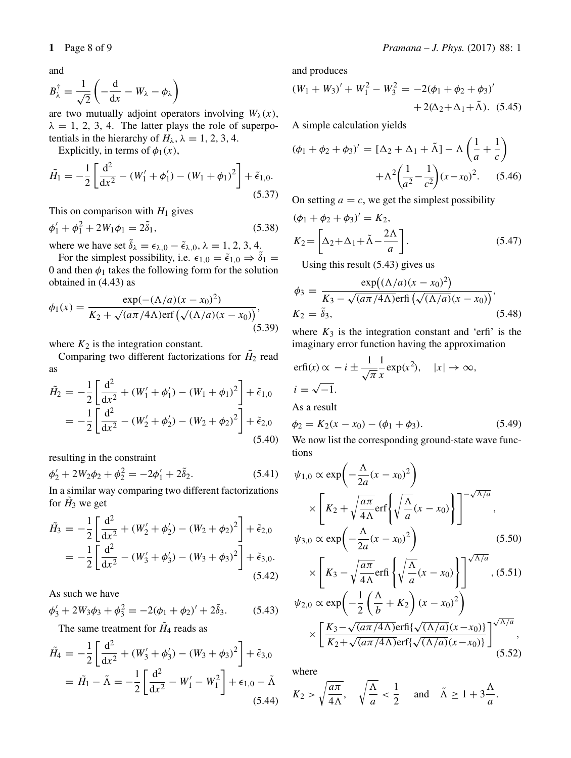and

$$B_\lambda^\dagger = \frac{1}{\sqrt{2}}\left(-\frac{\mathrm{d}}{\mathrm{d}x} - W_\lambda - \phi_\lambda\right)$$

are two mutually adjoint operators involving $W_\lambda(x)$, $\lambda = 1, 2, 3, 4$. The latter plays the role of superpotentials in the hierarchy of $H_\lambda$, $\lambda = 1, 2, 3, 4$.

Explicitly, in terms of $\phi_1(x)$,

$$\tilde{H}_1 = -\frac{1}{2}\left[\frac{\mathrm{d}^2}{\mathrm{d}x^2} - (W_1' + \phi_1') - (W_1 + \phi_1)^2\right] + \tilde{\epsilon}_{1,0}. \tag{5.37}$$

This on comparison with $H_1$ gives

$$\phi_1' + \phi_1^2 + 2W_1\phi_1 = 2\tilde{\delta}_1, \tag{5.38}$$

where we have set $\tilde{\delta}_\lambda = \epsilon_{\lambda,0} - \tilde{\epsilon}_{\lambda,0}$, $\lambda = 1, 2, 3, 4$.

For the simplest possibility, i.e. $\epsilon_{1,0} = \tilde{\epsilon}_{1,0} \Rightarrow \tilde{\delta}_1 = 0$ and then $\phi_1$ takes the following form for the solution obtained in (4.43) as

$$\phi_1(x) = \frac{\exp(-(\Lambda/a)(x - x_0)^2)}{K_2 + \sqrt{(a\pi/4\Lambda)}\mathrm{erf}\left(\sqrt{(\Lambda/a)}(x - x_0)\right)}, \tag{5.39}$$

where $K_2$ is the integration constant.

Comparing two different factorizations for $\tilde{H}_2$ read as

$$\begin{aligned}\tilde{H}_2 &= -\frac{1}{2}\left[\frac{\mathrm{d}^2}{\mathrm{d}x^2} + (W_1' + \phi_1') - (W_1 + \phi_1)^2\right] + \tilde{\epsilon}_{1,0} \\ &= -\frac{1}{2}\left[\frac{\mathrm{d}^2}{\mathrm{d}x^2} - (W_2' + \phi_2') - (W_2 + \phi_2)^2\right] + \tilde{\epsilon}_{2,0}\end{aligned} \tag{5.40}$$

resulting in the constraint

$$\phi_2' + 2W_2\phi_2 + \phi_2^2 = -2\phi_1' + 2\tilde{\delta}_2. \tag{5.41}$$

In a similar way comparing two different factorizations for $\tilde{H}_3$ we get

$$\begin{aligned}\tilde{H}_3 &= -\frac{1}{2}\left[\frac{\mathrm{d}^2}{\mathrm{d}x^2} + (W_2' + \phi_2') - (W_2 + \phi_2)^2\right] + \tilde{\epsilon}_{2,0} \\ &= -\frac{1}{2}\left[\frac{\mathrm{d}^2}{\mathrm{d}x^2} - (W_3' + \phi_3') - (W_3 + \phi_3)^2\right] + \tilde{\epsilon}_{3,0}.\end{aligned} \tag{5.42}$$

As such we have

$$\phi_3' + 2W_3\phi_3 + \phi_3^2 = -2(\phi_1 + \phi_2)' + 2\tilde{\delta}_3. \tag{5.43}$$

The same treatment for $\tilde{H}_4$ reads as

$$\begin{aligned}\tilde{H}_4 &= -\frac{1}{2}\left[\frac{\mathrm{d}^2}{\mathrm{d}x^2} + (W_3' + \phi_3') - (W_3 + \phi_3)^2\right] + \tilde{\epsilon}_{3,0} \\ &= \tilde{H}_1 - \tilde{\Lambda} = -\frac{1}{2}\left[\frac{\mathrm{d}^2}{\mathrm{d}x^2} - W_1' - W_1^2\right] + \epsilon_{1,0} - \tilde{\Lambda}\end{aligned} \tag{5.44}$$

and produces

$$(W_1 + W_3)' + W_1^2 - W_3^2 = -2(\phi_1 + \phi_2 + \phi_3)' + 2(\Delta_2 + \Delta_1 + \tilde{\Lambda}). \tag{5.45}$$

A simple calculation yields

$$(\phi_1 + \phi_2 + \phi_3)' = [\Delta_2 + \Delta_1 + \tilde{\Lambda}] - \Lambda\left(\frac{1}{a} + \frac{1}{c}\right) + \Lambda^2\left(\frac{1}{a^2} - \frac{1}{c^2}\right)(x - x_0)^2. \tag{5.46}$$

On setting $a = c$, we get the simplest possibility

$$(\phi_1 + \phi_2 + \phi_3)' = K_2,$$

$$K_2 = \left[\Delta_2 + \Delta_1 + \tilde{\Lambda} - \frac{2\Lambda}{a}\right]. \tag{5.47}$$

Using this result (5.43) gives us

$$\phi_3 = \frac{\exp\left((\Lambda/a)(x - x_0)^2\right)}{K_3 - \sqrt{(a\pi/4\Lambda)}\mathrm{erfi}\left(\sqrt{(\Lambda/a)}(x - x_0)\right)},$$

$$K_2 = \tilde{\delta}_3, \tag{5.48}$$

where $K_3$ is the integration constant and 'erfi' is the imaginary error function having the approximation

$$\mathrm{erfi}(x) \propto -i \pm \frac{1}{\sqrt{\pi}}\frac{1}{x}\exp(x^2), \quad |x| \to \infty,$$

$$i = \sqrt{-1}.$$

As a result

$$\phi_2 = K_2(x - x_0) - (\phi_1 + \phi_3). \tag{5.49}$$

We now list the corresponding ground-state wave functions

$$\psi_{1,0} \propto \exp\left(-\frac{\Lambda}{2a}(x - x_0)^2\right) \times \left[K_2 + \sqrt{\frac{a\pi}{4\Lambda}}\mathrm{erf}\left\{\sqrt{\frac{\Lambda}{a}}(x - x_0)\right\}\right]^{-\sqrt{\Lambda/a}}, \tag{5.50}$$

$$\psi_{3,0} \propto \exp\left(-\frac{\Lambda}{2a}(x - x_0)^2\right) \times \left[K_3 - \sqrt{\frac{a\pi}{4\Lambda}}\mathrm{erfi}\left\{\sqrt{\frac{\Lambda}{a}}(x - x_0)\right\}\right]^{\sqrt{\Lambda/a}}, \tag{5.51}$$

$$\psi_{2,0} \propto \exp\left(-\frac{1}{2}\left(\frac{\Lambda}{b} + K_2\right)(x - x_0)^2\right) \times \left[\frac{K_3 - \sqrt{(a\pi/4\Lambda)}\mathrm{erfi}\{\sqrt{(\Lambda/a)}(x - x_0)\}}{K_2 + \sqrt{(a\pi/4\Lambda)}\mathrm{erf}\{\sqrt{(\Lambda/a)}(x - x_0)\}}\right]^{\sqrt{\Lambda/a}}, \tag{5.52}$$

where

$$K_2 > \sqrt{\frac{a\pi}{4\Lambda}}, \quad \sqrt{\frac{\Lambda}{a}} < \frac{1}{2} \quad \text{and} \quad \tilde{\Lambda} \geq 1 + 3\frac{\Lambda}{a}.$$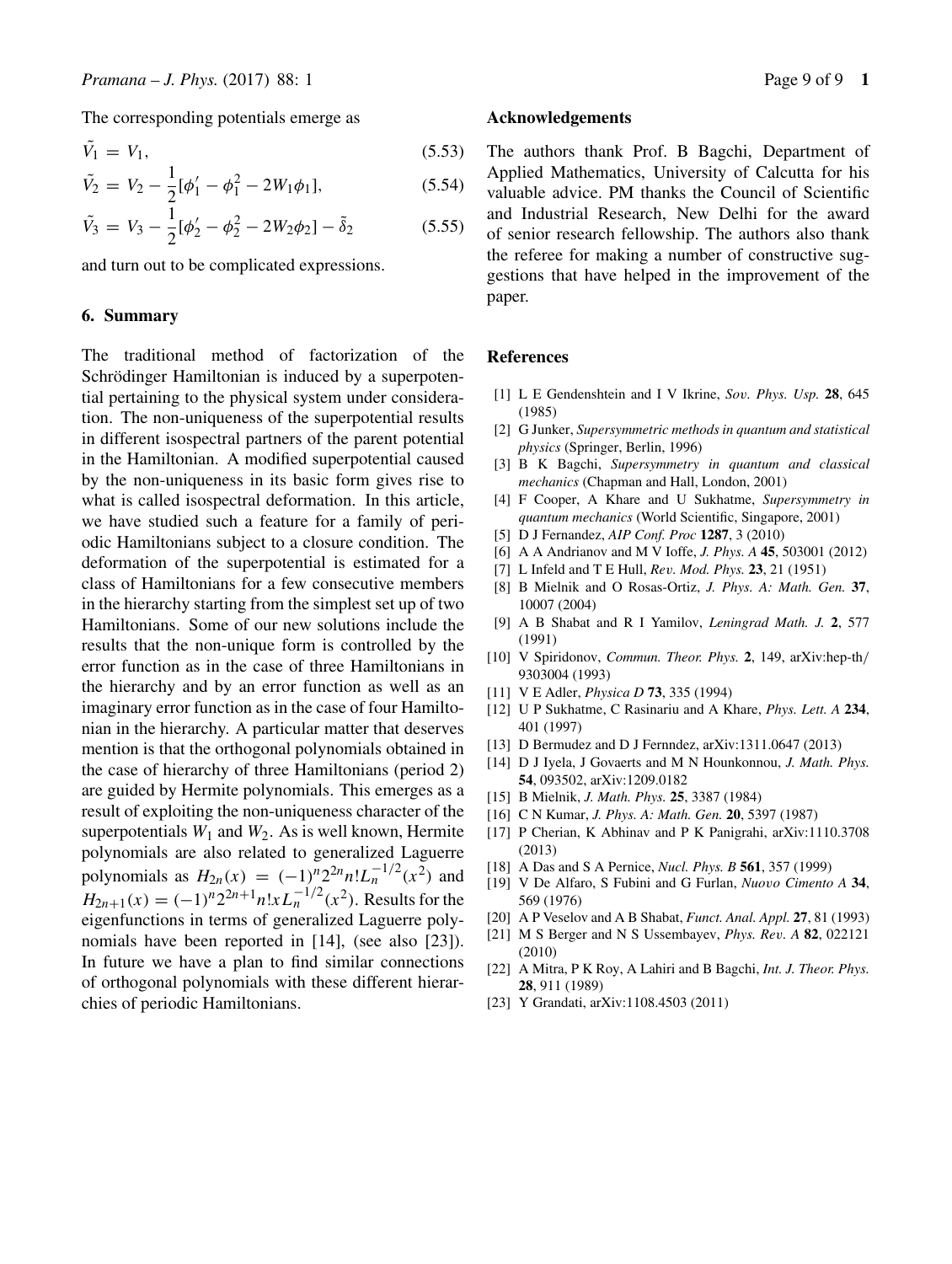The corresponding potentials emerge as

$$\tilde{V}_1 = V_1, \tag{5.53}$$

$$\tilde{V}_2 = V_2 - \frac{1}{2}[\phi_1' - \phi_1^2 - 2W_1\phi_1], \tag{5.54}$$

$$\tilde{V}_3 = V_3 - \frac{1}{2}[\phi_2' - \phi_2^2 - 2W_2\phi_2] - \tilde{\delta}_2 \tag{5.55}$$

and turn out to be complicated expressions.

## 6. Summary

The traditional method of factorization of the Schrödinger Hamiltonian is induced by a superpotential pertaining to the physical system under consideration. The non-uniqueness of the superpotential results in different isospectral partners of the parent potential in the Hamiltonian. A modified superpotential caused by the non-uniqueness in its basic form gives rise to what is called isospectral deformation. In this article, we have studied such a feature for a family of periodic Hamiltonians subject to a closure condition. The deformation of the superpotential is estimated for a class of Hamiltonians for a few consecutive members in the hierarchy starting from the simplest set up of two Hamiltonians. Some of our new solutions include the results that the non-unique form is controlled by the error function as in the case of three Hamiltonians in the hierarchy and by an error function as well as an imaginary error function as in the case of four Hamiltonian in the hierarchy. A particular matter that deserves mention is that the orthogonal polynomials obtained in the case of hierarchy of three Hamiltonians (period 2) are guided by Hermite polynomials. This emerges as a result of exploiting the non-uniqueness character of the superpotentials $W_1$ and $W_2$. As is well known, Hermite polynomials are also related to generalized Laguerre polynomials as $H_{2n}(x) = (-1)^n 2^{2n} n! L_n^{-1/2}(x^2)$ and $H_{2n+1}(x) = (-1)^n 2^{2n+1} n! x L_n^{-1/2}(x^2)$. Results for the eigenfunctions in terms of generalized Laguerre polynomials have been reported in [14], (see also [23]). In future we have a plan to find similar connections of orthogonal polynomials with these different hierarchies of periodic Hamiltonians.

## Acknowledgements

The authors thank Prof. B Bagchi, Department of Applied Mathematics, University of Calcutta for his valuable advice. PM thanks the Council of Scientific and Industrial Research, New Delhi for the award of senior research fellowship. The authors also thank the referee for making a number of constructive suggestions that have helped in the improvement of the paper.

## References

[1] L E Gendenshtein and I V Ikrine, *Sov. Phys. Usp.* **28**, 645 (1985)
[2] G Junker, *Supersymmetric methods in quantum and statistical physics* (Springer, Berlin, 1996)
[3] B K Bagchi, *Supersymmetry in quantum and classical mechanics* (Chapman and Hall, London, 2001)
[4] F Cooper, A Khare and U Sukhatme, *Supersymmetry in quantum mechanics* (World Scientific, Singapore, 2001)
[5] D J Fernandez, *AIP Conf. Proc* **1287**, 3 (2010)
[6] A A Andrianov and M V Ioffe, *J. Phys. A* **45**, 503001 (2012)
[7] L Infeld and T E Hull, *Rev. Mod. Phys.* **23**, 21 (1951)
[8] B Mielnik and O Rosas-Ortiz, *J. Phys. A: Math. Gen.* **37**, 10007 (2004)
[9] A B Shabat and R I Yamilov, *Leningrad Math. J.* **2**, 577 (1991)
[10] V Spiridonov, *Commun. Theor. Phys.* **2**, 149, arXiv:hep-th/9303004 (1993)
[11] V E Adler, *Physica D* **73**, 335 (1994)
[12] U P Sukhatme, C Rasinariu and A Khare, *Phys. Lett. A* **234**, 401 (1997)
[13] D Bermudez and D J Fernndez, arXiv:1311.0647 (2013)
[14] D J Iyela, J Govaerts and M N Hounkonnou, *J. Math. Phys.* **54**, 093502, arXiv:1209.0182
[15] B Mielnik, *J. Math. Phys.* **25**, 3387 (1984)
[16] C N Kumar, *J. Phys. A: Math. Gen.* **20**, 5397 (1987)
[17] P Cherian, K Abhinav and P K Panigrahi, arXiv:1110.3708 (2013)
[18] A Das and S A Pernice, *Nucl. Phys. B* **561**, 357 (1999)
[19] V De Alfaro, S Fubini and G Furlan, *Nuovo Cimento A* **34**, 569 (1976)
[20] A P Veselov and A B Shabat, *Funct. Anal. Appl.* **27**, 81 (1993)
[21] M S Berger and N S Ussembayev, *Phys. Rev. A* **82**, 022121 (2010)
[22] A Mitra, P K Roy, A Lahiri and B Bagchi, *Int. J. Theor. Phys.* **28**, 911 (1989)
[23] Y Grandati, arXiv:1108.4503 (2011)